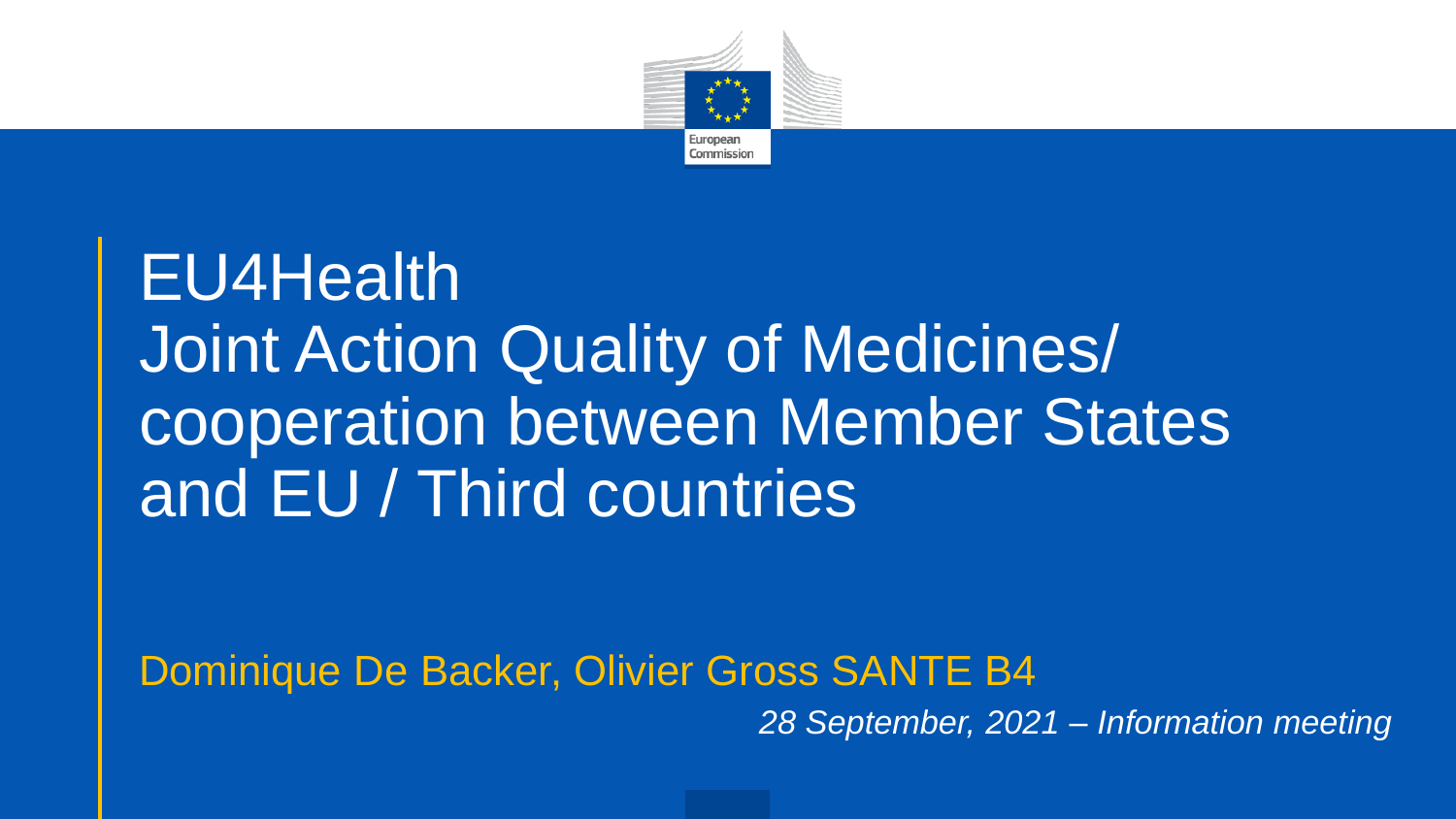# EU4Health Joint Action Quality of Medicines/ cooperation between Member States and EU / Third countries

Dominique De Backer, Olivier Gross SANTE B4

*28 September, 2021 – Information meeting*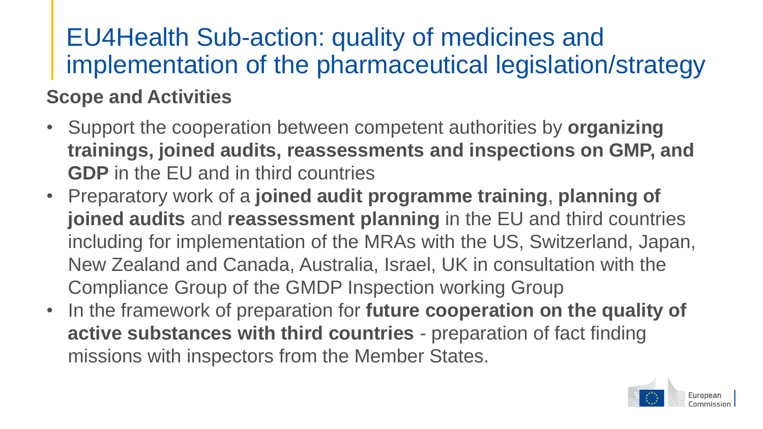# EU4Health Sub-action: quality of medicines and implementation of the pharmaceutical legislation/strategy

**Scope and Activities**

- Support the cooperation between competent authorities by **organizing trainings, joined audits, reassessments and inspections on GMP, and GDP** in the EU and in third countries
- Preparatory work of a **joined audit programme training**, **planning of joined audits** and **reassessment planning** in the EU and third countries including for implementation of the MRAs with the US, Switzerland, Japan, New Zealand and Canada, Australia, Israel, UK in consultation with the Compliance Group of the GMDP Inspection working Group
- In the framework of preparation for **future cooperation on the quality of active substances with third countries** - preparation of fact finding missions with inspectors from the Member States.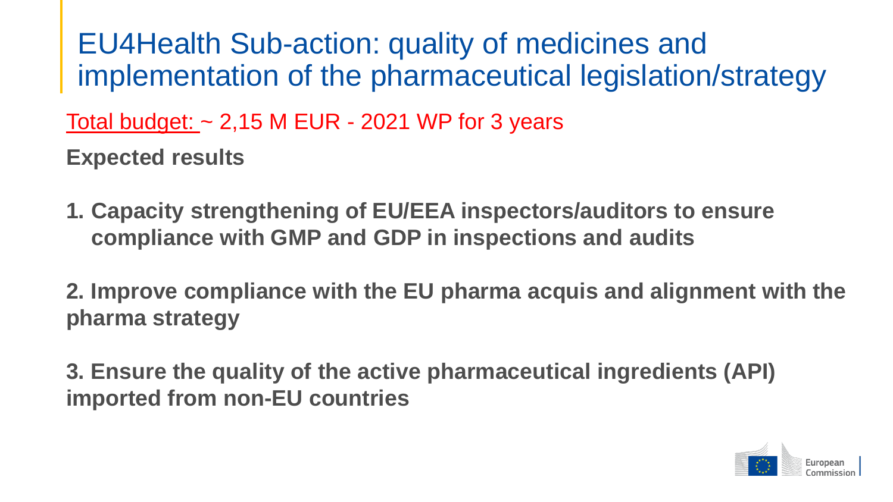# EU4Health Sub-action: quality of medicines and implementation of the pharmaceutical legislation/strategy

Total budget: ~ 2,15 M EUR - 2021 WP for 3 years

**Expected results**

1. **Capacity strengthening of EU/EEA inspectors/auditors to ensure compliance with GMP and GDP in inspections and audits**

2. **Improve compliance with the EU pharma acquis and alignment with the pharma strategy**

3. **Ensure the quality of the active pharmaceutical ingredients (API) imported from non-EU countries**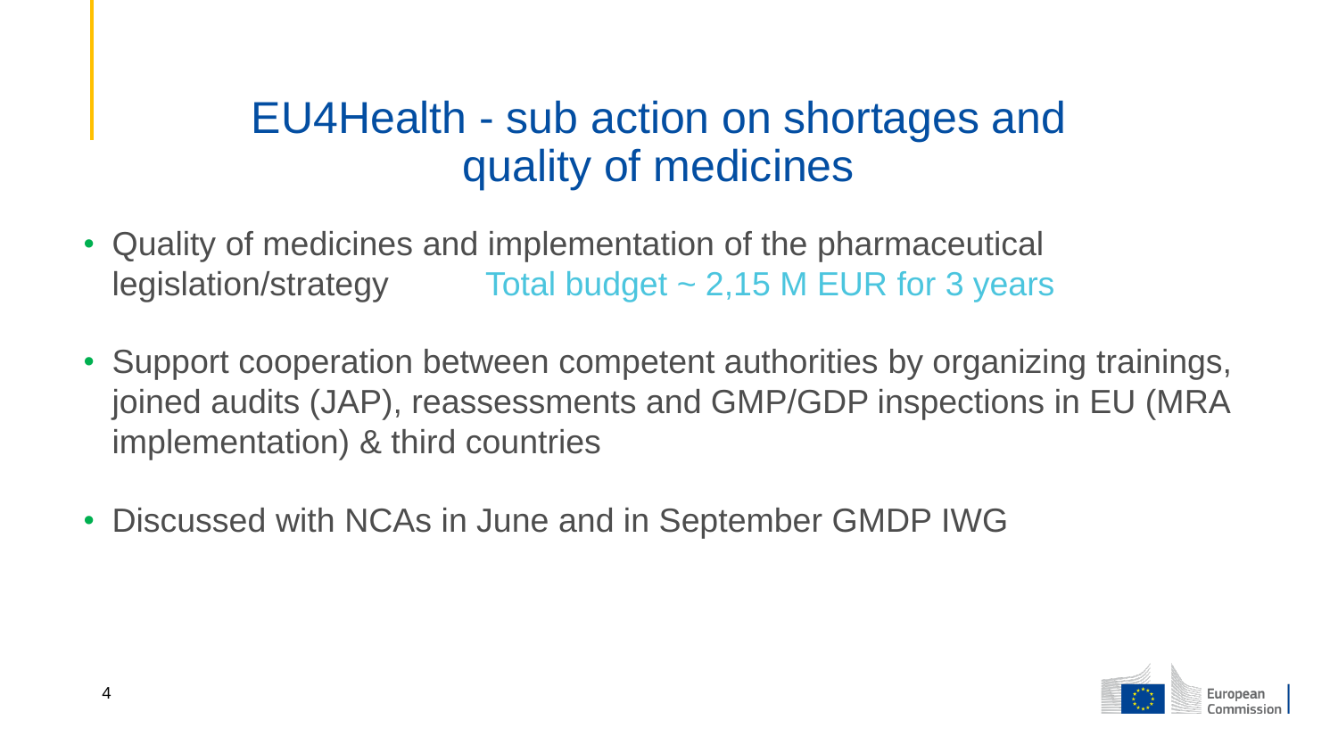# EU4Health - sub action on shortages and quality of medicines

- Quality of medicines and implementation of the pharmaceutical legislation/strategy Total budget ~ 2,15 M EUR for 3 years
- Support cooperation between competent authorities by organizing trainings, joined audits (JAP), reassessments and GMP/GDP inspections in EU (MRA implementation) & third countries
- Discussed with NCAs in June and in September GMDP IWG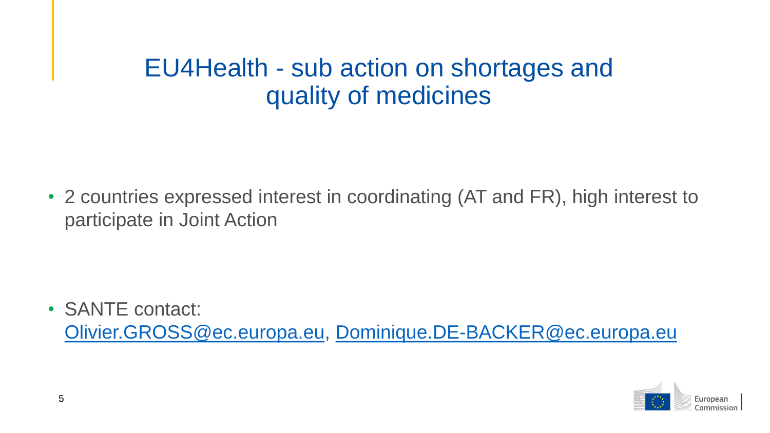# EU4Health - sub action on shortages and quality of medicines

- 2 countries expressed interest in coordinating (AT and FR), high interest to participate in Joint Action

- SANTE contact: Olivier.GROSS@ec.europa.eu, Dominique.DE-BACKER@ec.europa.eu